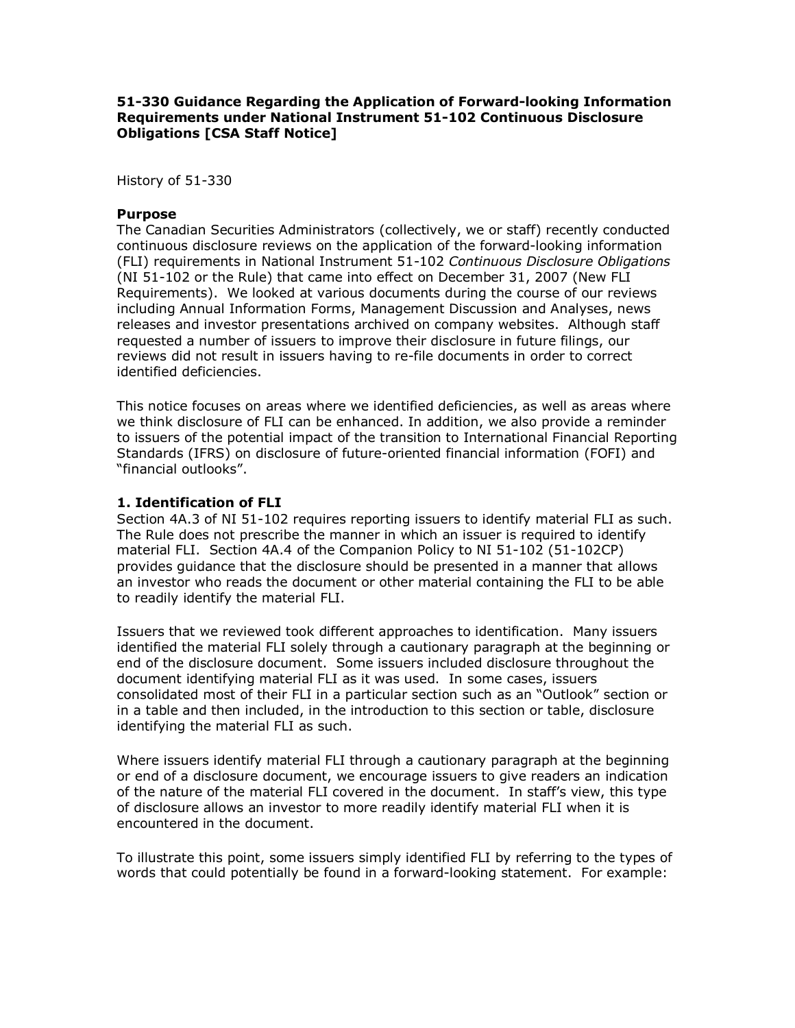# 51-330 Guidance Regarding the Application of Forward-looking Information Requirements under National Instrument 51-102 Continuous Disclosure Obligations [CSA Staff Notice]

History of 51-330

## Purpose

The Canadian Securities Administrators (collectively, we or staff) recently conducted continuous disclosure reviews on the application of the forward-looking information (FLI) requirements in National Instrument 51-102 *Continuous Disclosure Obligations* (NI 51-102 or the Rule) that came into effect on December 31, 2007 (New FLI Requirements). We looked at various documents during the course of our reviews including Annual Information Forms, Management Discussion and Analyses, news releases and investor presentations archived on company websites. Although staff requested a number of issuers to improve their disclosure in future filings, our reviews did not result in issuers having to re-file documents in order to correct identified deficiencies.

This notice focuses on areas where we identified deficiencies, as well as areas where we think disclosure of FLI can be enhanced. In addition, we also provide a reminder to issuers of the potential impact of the transition to International Financial Reporting Standards (IFRS) on disclosure of future-oriented financial information (FOFI) and "financial outlooks".

## 1. Identification of FLI

Section 4A.3 of NI 51-102 requires reporting issuers to identify material FLI as such. The Rule does not prescribe the manner in which an issuer is required to identify material FLI. Section 4A.4 of the Companion Policy to NI 51-102 (51-102CP) provides guidance that the disclosure should be presented in a manner that allows an investor who reads the document or other material containing the FLI to be able to readily identify the material FLI.

Issuers that we reviewed took different approaches to identification. Many issuers identified the material FLI solely through a cautionary paragraph at the beginning or end of the disclosure document. Some issuers included disclosure throughout the document identifying material FLI as it was used. In some cases, issuers consolidated most of their FLI in a particular section such as an "Outlook" section or in a table and then included, in the introduction to this section or table, disclosure identifying the material FLI as such.

Where issuers identify material FLI through a cautionary paragraph at the beginning or end of a disclosure document, we encourage issuers to give readers an indication of the nature of the material FLI covered in the document. In staff's view, this type of disclosure allows an investor to more readily identify material FLI when it is encountered in the document.

To illustrate this point, some issuers simply identified FLI by referring to the types of words that could potentially be found in a forward-looking statement. For example: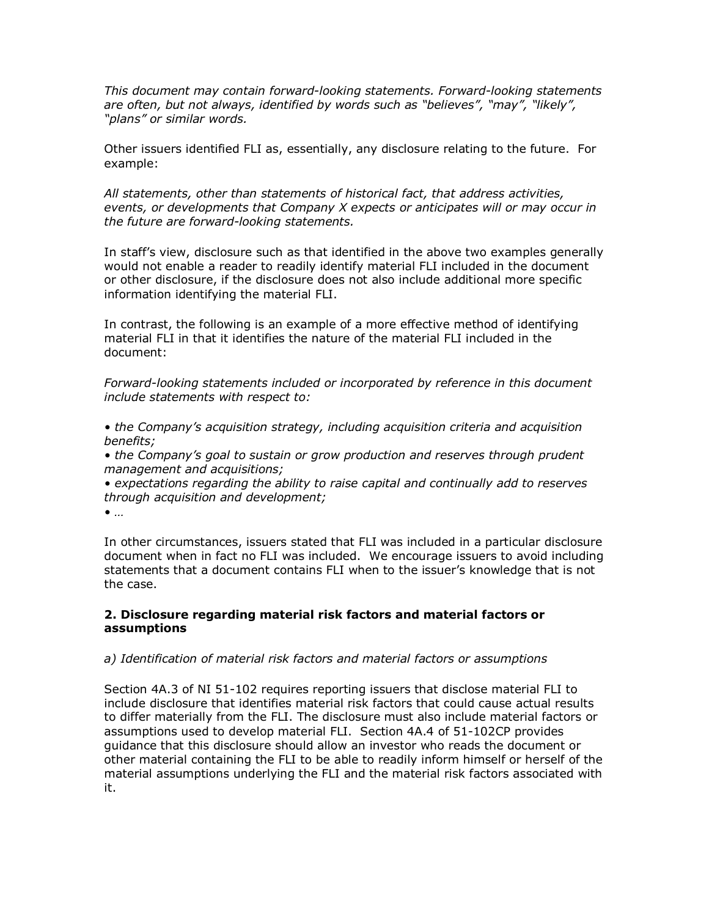*This document may contain forward-looking statements. Forward-looking statements are often, but not always, identified by words such as "believes", "may", "likely", "plans" or similar words.*

Other issuers identified FLI as, essentially, any disclosure relating to the future. For example:

*All statements, other than statements of historical fact, that address activities, events, or developments that Company X expects or anticipates will or may occur in the future are forward-looking statements.*

In staff's view, disclosure such as that identified in the above two examples generally would not enable a reader to readily identify material FLI included in the document or other disclosure, if the disclosure does not also include additional more specific information identifying the material FLI.

In contrast, the following is an example of a more effective method of identifying material FLI in that it identifies the nature of the material FLI included in the document:

*Forward-looking statements included or incorporated by reference in this document include statements with respect to:*

- *the Company's acquisition strategy, including acquisition criteria and acquisition benefits;*
- *the Company's goal to sustain or grow production and reserves through prudent management and acquisitions;*
- *expectations regarding the ability to raise capital and continually add to reserves through acquisition and development;*
- *…*

In other circumstances, issuers stated that FLI was included in a particular disclosure document when in fact no FLI was included. We encourage issuers to avoid including statements that a document contains FLI when to the issuer's knowledge that is not the case.

### 2. Disclosure regarding material risk factors and material factors or assumptions

*a) Identification of material risk factors and material factors or assumptions*

Section 4A.3 of NI 51-102 requires reporting issuers that disclose material FLI to include disclosure that identifies material risk factors that could cause actual results to differ materially from the FLI. The disclosure must also include material factors or assumptions used to develop material FLI. Section 4A.4 of 51-102CP provides guidance that this disclosure should allow an investor who reads the document or other material containing the FLI to be able to readily inform himself or herself of the material assumptions underlying the FLI and the material risk factors associated with it.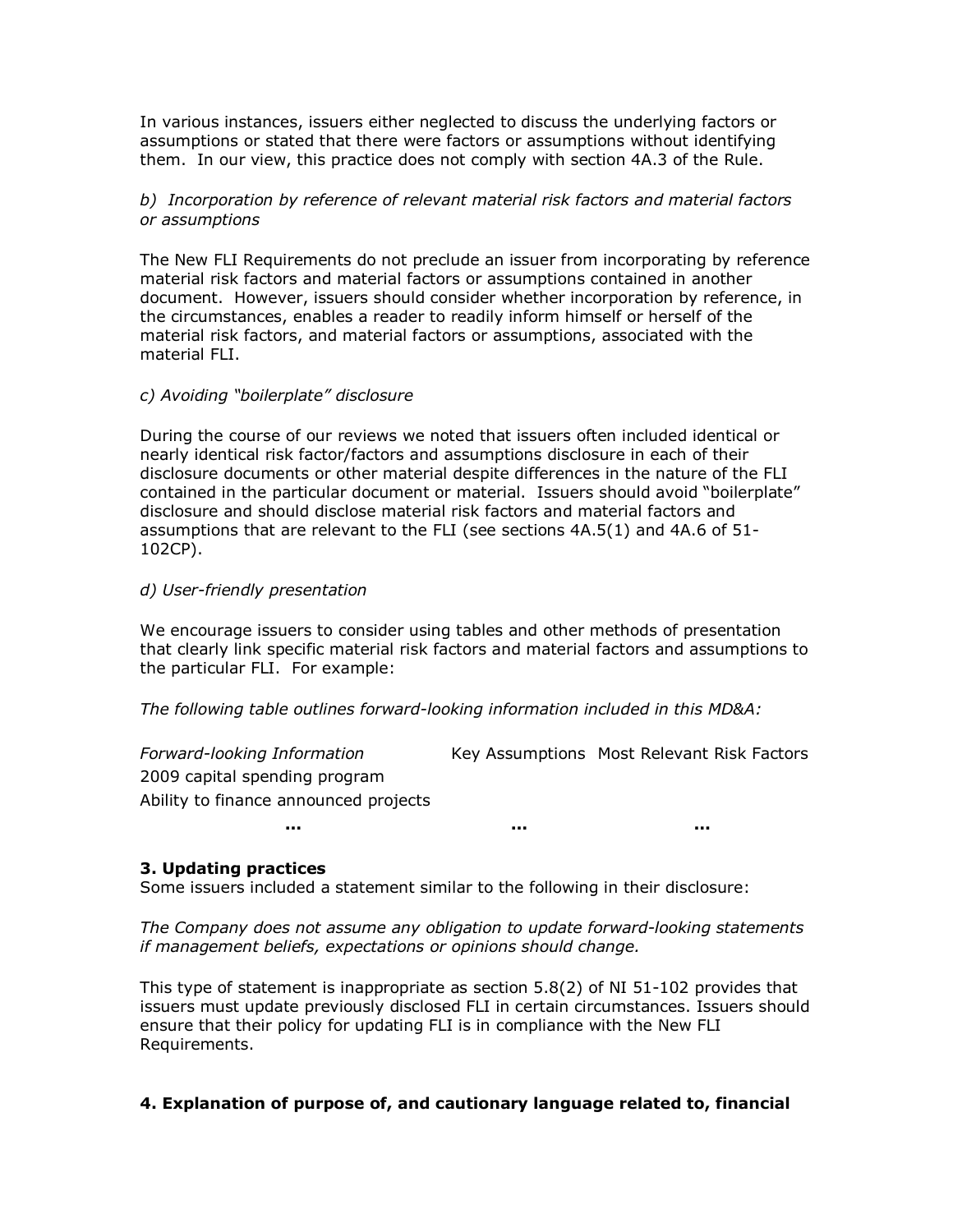In various instances, issuers either neglected to discuss the underlying factors or assumptions or stated that there were factors or assumptions without identifying them. In our view, this practice does not comply with section 4A.3 of the Rule.

*b) Incorporation by reference of relevant material risk factors and material factors or assumptions*

The New FLI Requirements do not preclude an issuer from incorporating by reference material risk factors and material factors or assumptions contained in another document. However, issuers should consider whether incorporation by reference, in the circumstances, enables a reader to readily inform himself or herself of the material risk factors, and material factors or assumptions, associated with the material FLI.

*c) Avoiding "boilerplate" disclosure*

During the course of our reviews we noted that issuers often included identical or nearly identical risk factor/factors and assumptions disclosure in each of their disclosure documents or other material despite differences in the nature of the FLI contained in the particular document or material. Issuers should avoid "boilerplate" disclosure and should disclose material risk factors and material factors and assumptions that are relevant to the FLI (see sections 4A.5(1) and 4A.6 of 51-102CP).

*d) User-friendly presentation*

We encourage issuers to consider using tables and other methods of presentation that clearly link specific material risk factors and material factors and assumptions to the particular FLI. For example:

*The following table outlines forward-looking information included in this MD&A:*

| *Forward-looking Information* | Key Assumptions | Most Relevant Risk Factors |
|---|---|---|
| 2009 capital spending program | | |
| Ability to finance announced projects | | |
| ... | ... | ... |

## 3. Updating practices

Some issuers included a statement similar to the following in their disclosure:

*The Company does not assume any obligation to update forward-looking statements if management beliefs, expectations or opinions should change.*

This type of statement is inappropriate as section 5.8(2) of NI 51-102 provides that issuers must update previously disclosed FLI in certain circumstances. Issuers should ensure that their policy for updating FLI is in compliance with the New FLI Requirements.

## 4. Explanation of purpose of, and cautionary language related to, financial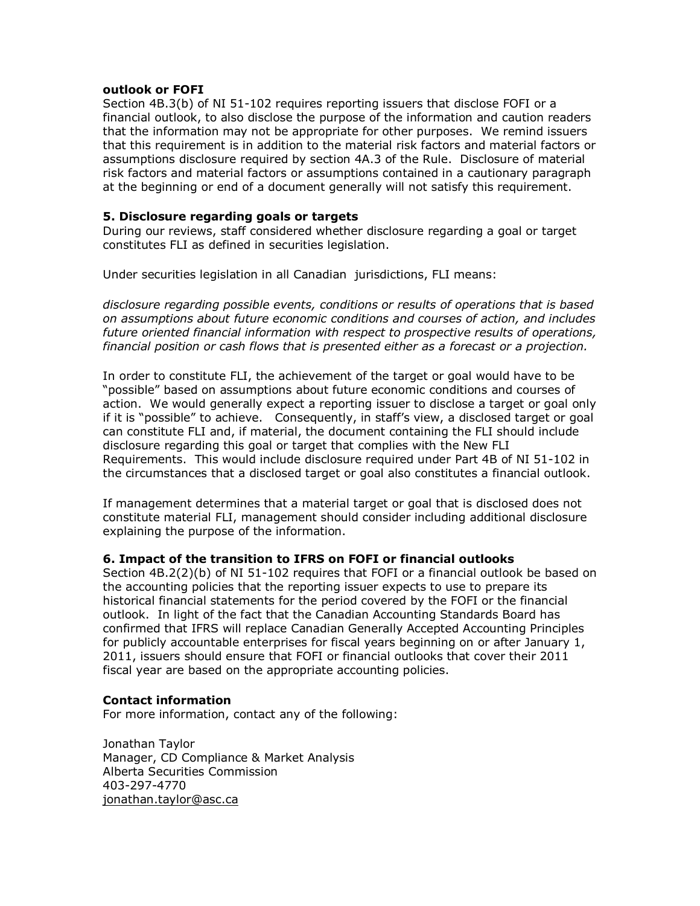**outlook or FOFI**

Section 4B.3(b) of NI 51-102 requires reporting issuers that disclose FOFI or a financial outlook, to also disclose the purpose of the information and caution readers that the information may not be appropriate for other purposes. We remind issuers that this requirement is in addition to the material risk factors and material factors or assumptions disclosure required by section 4A.3 of the Rule. Disclosure of material risk factors and material factors or assumptions contained in a cautionary paragraph at the beginning or end of a document generally will not satisfy this requirement.

### 5. Disclosure regarding goals or targets

During our reviews, staff considered whether disclosure regarding a goal or target constitutes FLI as defined in securities legislation.

Under securities legislation in all Canadian jurisdictions, FLI means:

*disclosure regarding possible events, conditions or results of operations that is based on assumptions about future economic conditions and courses of action, and includes future oriented financial information with respect to prospective results of operations, financial position or cash flows that is presented either as a forecast or a projection.*

In order to constitute FLI, the achievement of the target or goal would have to be "possible" based on assumptions about future economic conditions and courses of action. We would generally expect a reporting issuer to disclose a target or goal only if it is "possible" to achieve. Consequently, in staff's view, a disclosed target or goal can constitute FLI and, if material, the document containing the FLI should include disclosure regarding this goal or target that complies with the New FLI Requirements. This would include disclosure required under Part 4B of NI 51-102 in the circumstances that a disclosed target or goal also constitutes a financial outlook.

If management determines that a material target or goal that is disclosed does not constitute material FLI, management should consider including additional disclosure explaining the purpose of the information.

### 6. Impact of the transition to IFRS on FOFI or financial outlooks

Section 4B.2(2)(b) of NI 51-102 requires that FOFI or a financial outlook be based on the accounting policies that the reporting issuer expects to use to prepare its historical financial statements for the period covered by the FOFI or the financial outlook. In light of the fact that the Canadian Accounting Standards Board has confirmed that IFRS will replace Canadian Generally Accepted Accounting Principles for publicly accountable enterprises for fiscal years beginning on or after January 1, 2011, issuers should ensure that FOFI or financial outlooks that cover their 2011 fiscal year are based on the appropriate accounting policies.

### Contact information

For more information, contact any of the following:

Jonathan Taylor
Manager, CD Compliance & Market Analysis
Alberta Securities Commission
403-297-4770
jonathan.taylor@asc.ca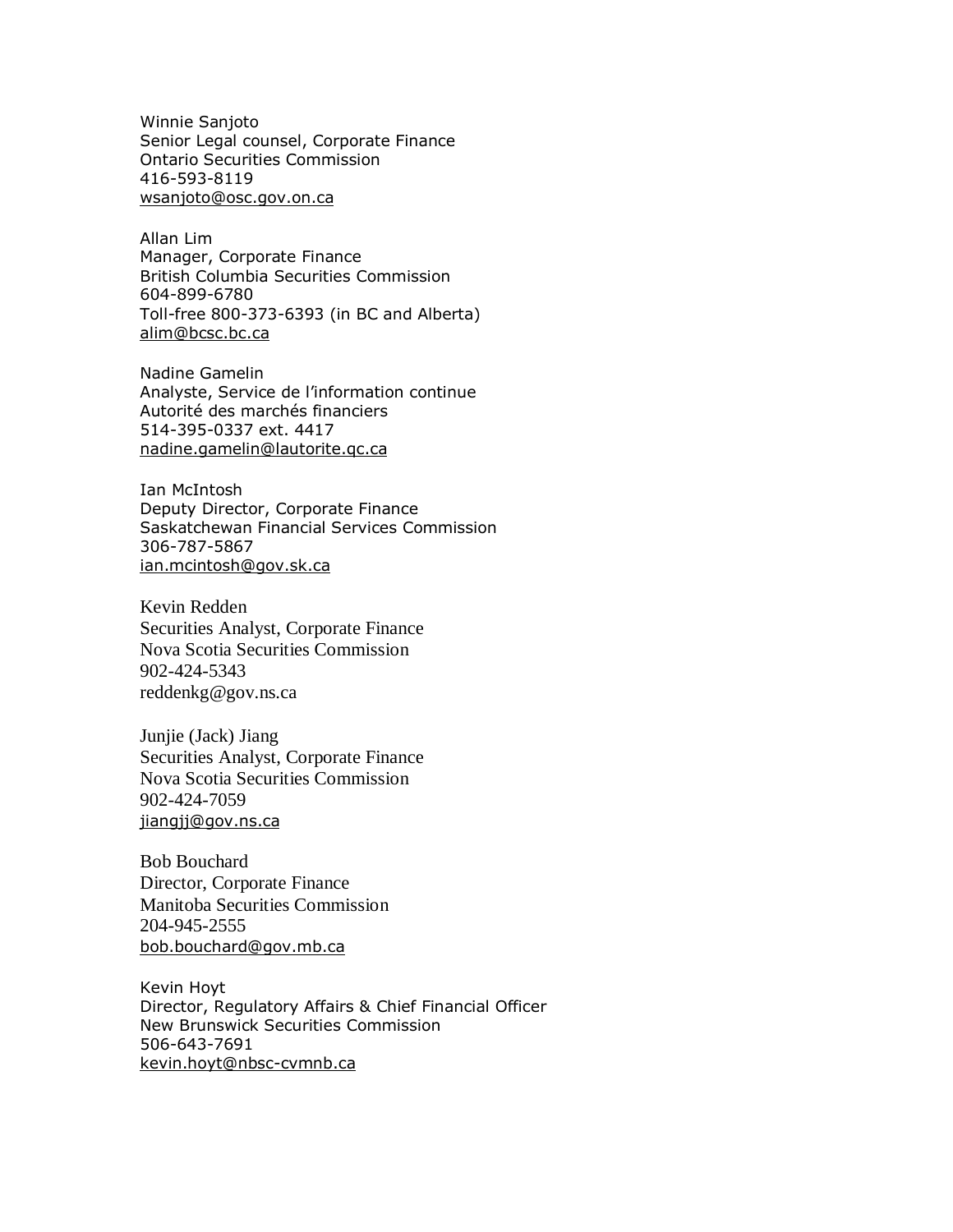Winnie Sanjoto
Senior Legal counsel, Corporate Finance
Ontario Securities Commission
416-593-8119
wsanjoto@osc.gov.on.ca

Allan Lim
Manager, Corporate Finance
British Columbia Securities Commission
604-899-6780
Toll-free 800-373-6393 (in BC and Alberta)
alim@bcsc.bc.ca

Nadine Gamelin
Analyste, Service de l'information continue
Autorité des marchés financiers
514-395-0337 ext. 4417
nadine.gamelin@lautorite.qc.ca

Ian McIntosh
Deputy Director, Corporate Finance
Saskatchewan Financial Services Commission
306-787-5867
ian.mcintosh@gov.sk.ca

Kevin Redden
Securities Analyst, Corporate Finance
Nova Scotia Securities Commission
902-424-5343
reddenkg@gov.ns.ca

Junjie (Jack) Jiang
Securities Analyst, Corporate Finance
Nova Scotia Securities Commission
902-424-7059
jiangjj@gov.ns.ca

Bob Bouchard
Director, Corporate Finance
Manitoba Securities Commission
204-945-2555
bob.bouchard@gov.mb.ca

Kevin Hoyt
Director, Regulatory Affairs & Chief Financial Officer
New Brunswick Securities Commission
506-643-7691
kevin.hoyt@nbsc-cvmnb.ca